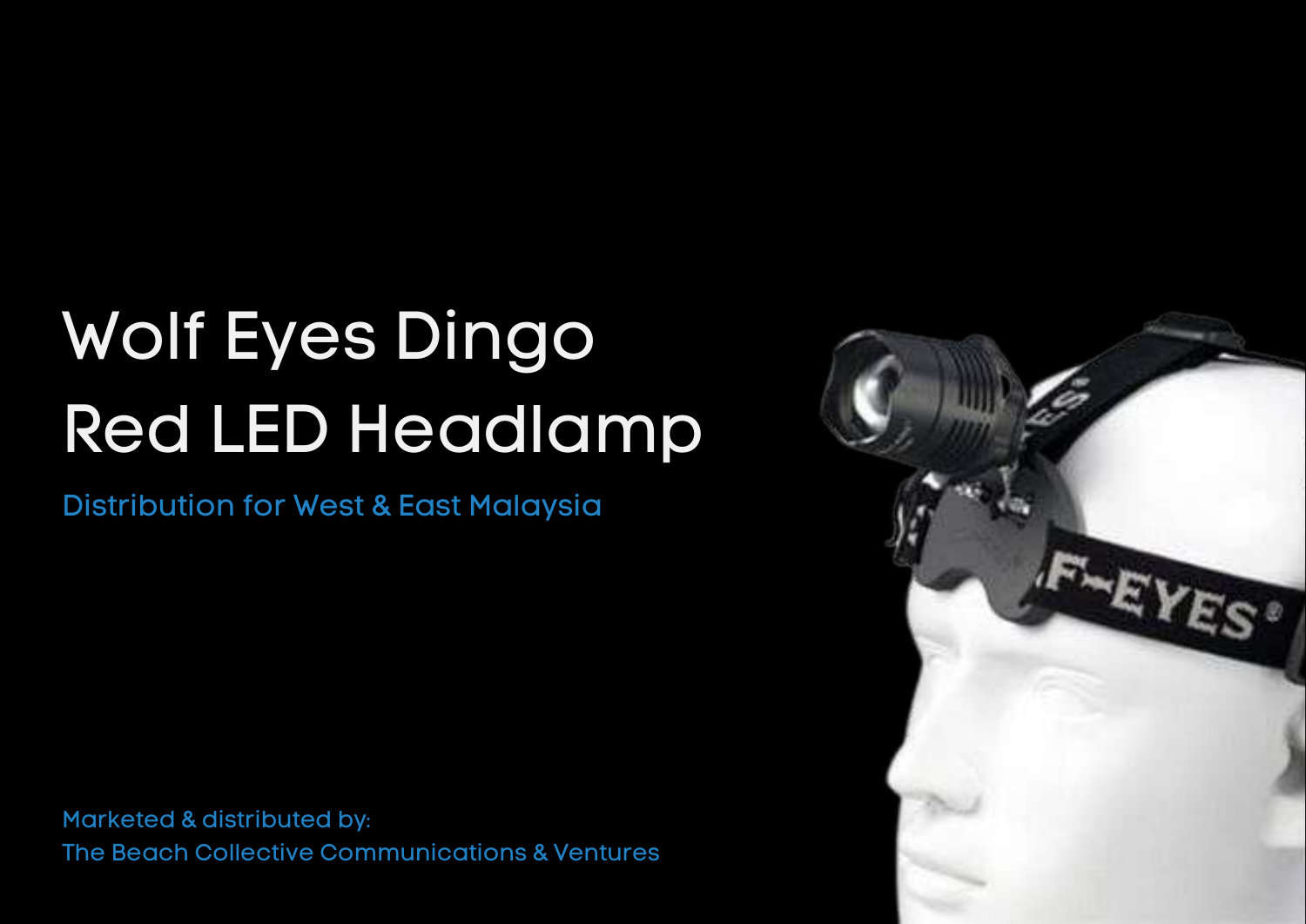# Wolf Eyes Dingo Red LED Headlamp

Distribution for West & East Malaysia

Marketed & distributed by:
The Beach Collective Communications & Ventures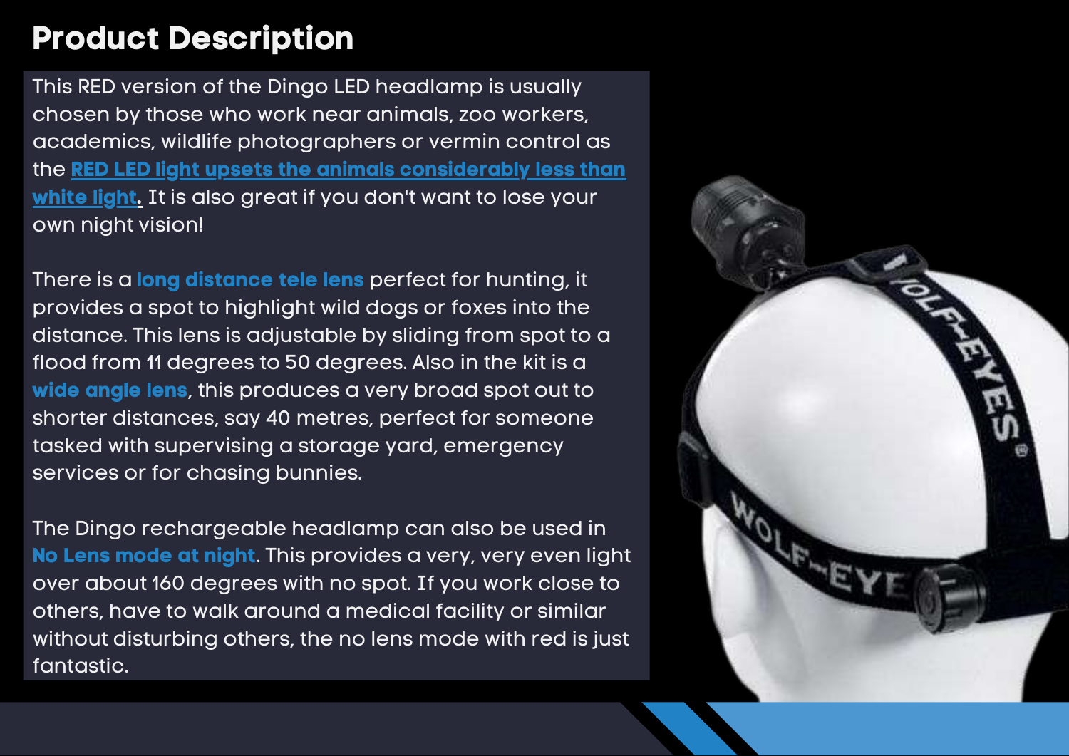# Product Description

This RED version of the Dingo LED headlamp is usually chosen by those who work near animals, zoo workers, academics, wildlife photographers or vermin control as the **RED LED light upsets the animals considerably less than white light.** It is also great if you don't want to lose your own night vision!

There is a **long distance tele lens** perfect for hunting, it provides a spot to highlight wild dogs or foxes into the distance. This lens is adjustable by sliding from spot to a flood from 11 degrees to 50 degrees. Also in the kit is a **wide angle lens**, this produces a very broad spot out to shorter distances, say 40 metres, perfect for someone tasked with supervising a storage yard, emergency services or for chasing bunnies.

The Dingo rechargeable headlamp can also be used in **No Lens mode at night**. This provides a very, very even light over about 160 degrees with no spot. If you work close to others, have to walk around a medical facility or similar without disturbing others, the no lens mode with red is just fantastic.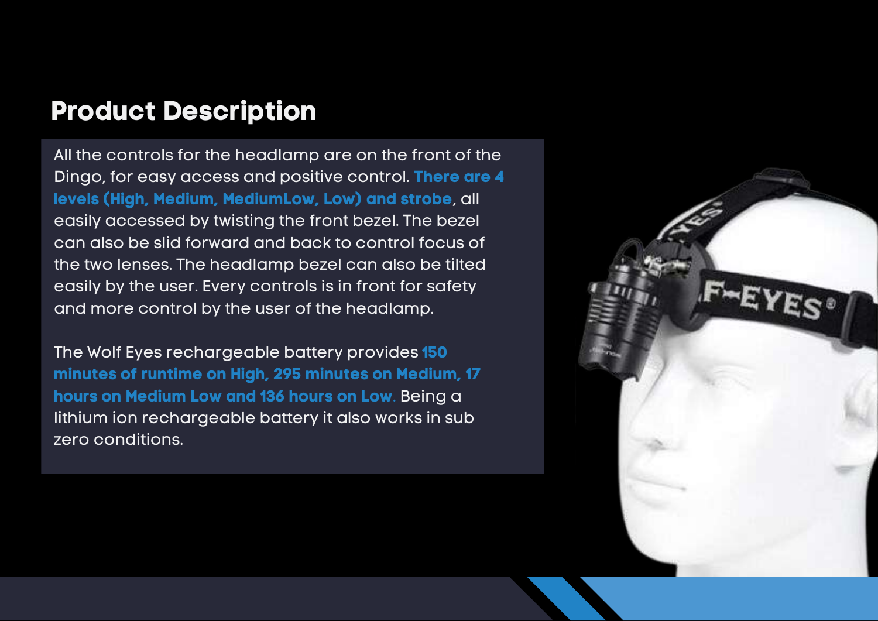# Product Description

All the controls for the headlamp are on the front of the Dingo, for easy access and positive control. **There are 4 levels (High, Medium, MediumLow, Low) and strobe**, all easily accessed by twisting the front bezel. The bezel can also be slid forward and back to control focus of the two lenses. The headlamp bezel can also be tilted easily by the user. Every controls is in front for safety and more control by the user of the headlamp.

The Wolf Eyes rechargeable battery provides **150 minutes of runtime on High, 295 minutes on Medium, 17 hours on Medium Low and 136 hours on Low.** Being a lithium ion rechargeable battery it also works in sub zero conditions.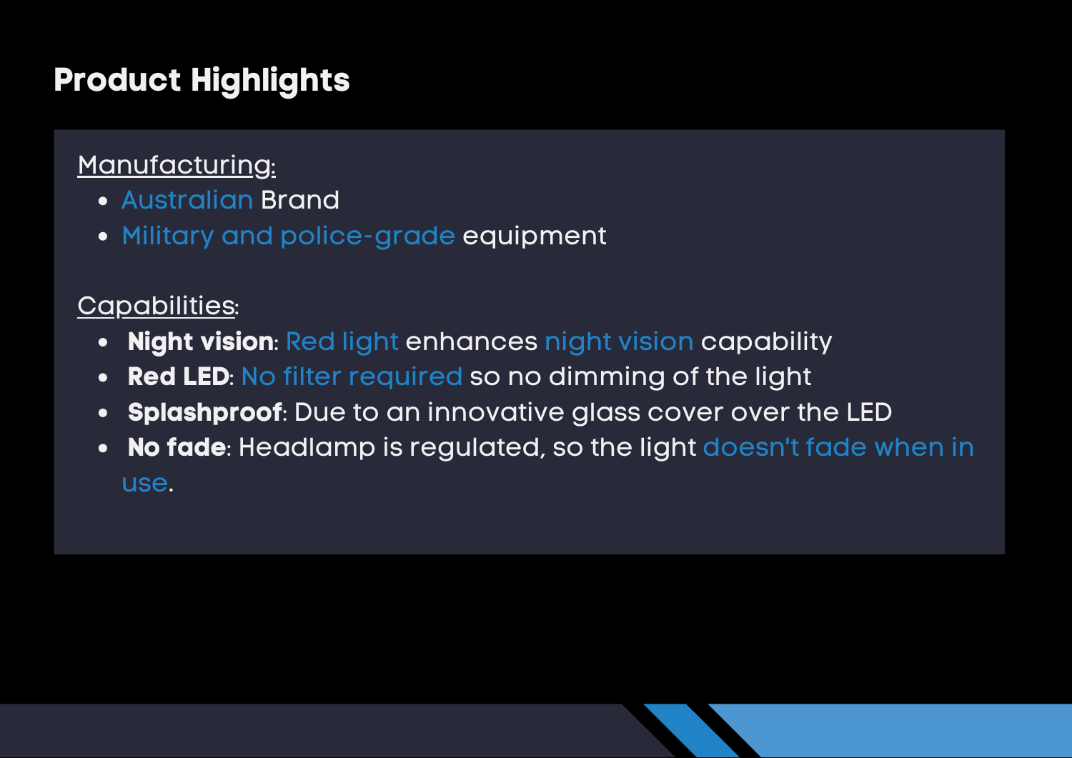## Product Highlights

Manufacturing:

- Australian Brand
- Military and police-grade equipment

Capabilities:

- **Night vision**: Red light enhances night vision capability
- **Red LED**: No filter required so no dimming of the light
- **Splashproof**: Due to an innovative glass cover over the LED
- **No fade**: Headlamp is regulated, so the light doesn't fade when in use.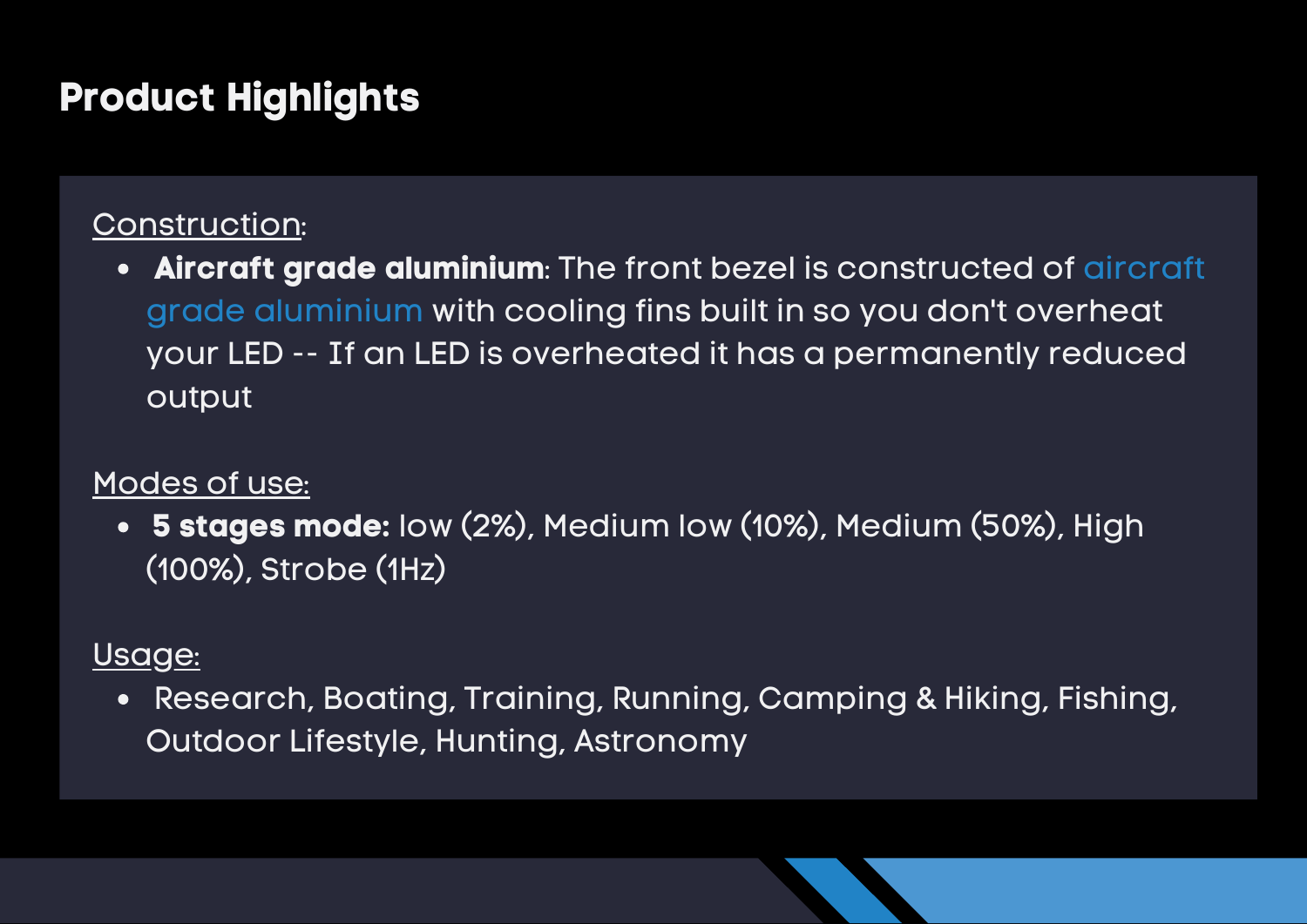## Product Highlights

Construction:

- **Aircraft grade aluminium**: The front bezel is constructed of aircraft grade aluminium with cooling fins built in so you don't overheat your LED -- If an LED is overheated it has a permanently reduced output

Modes of use:

- **5 stages mode:** low (2%), Medium low (10%), Medium (50%), High (100%), Strobe (1Hz)

Usage:

- Research, Boating, Training, Running, Camping & Hiking, Fishing, Outdoor Lifestyle, Hunting, Astronomy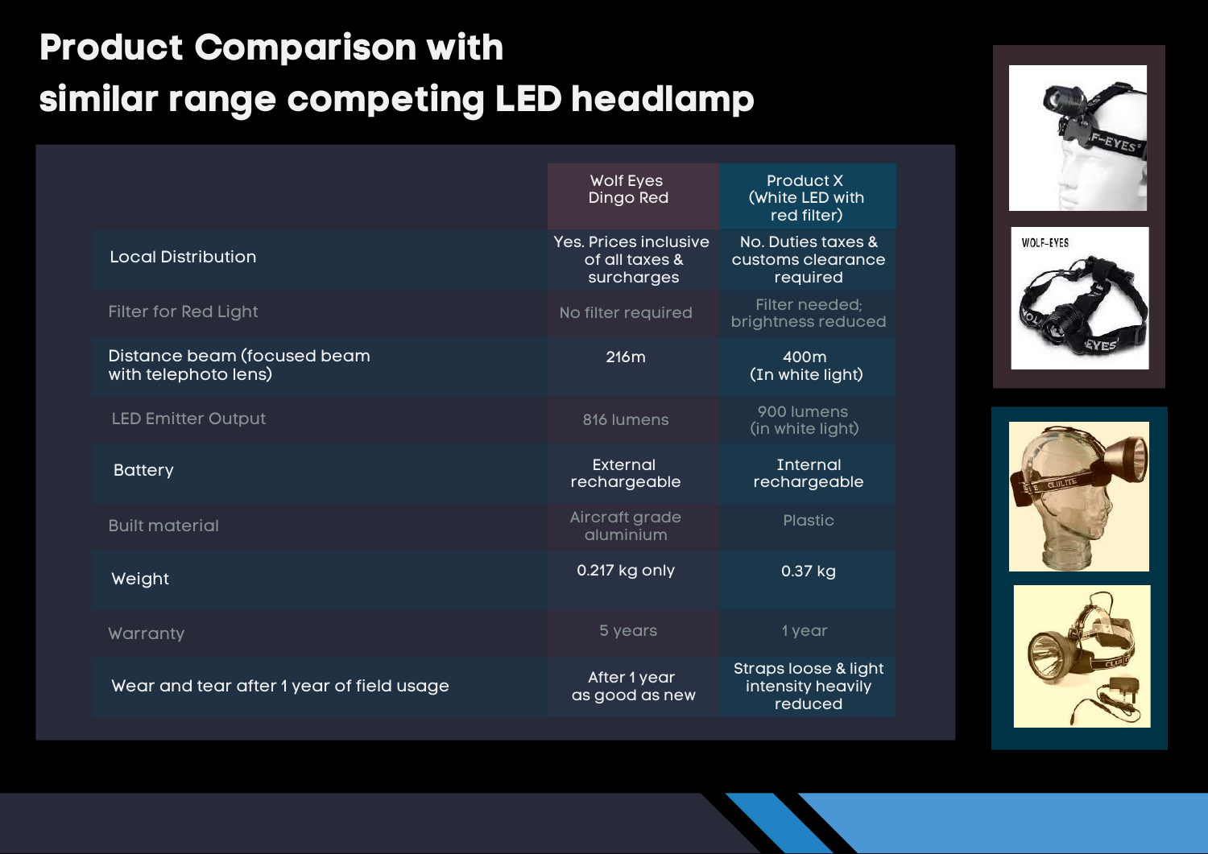# Product Comparison with similar range competing LED headlamp

| | Wolf Eyes Dingo Red | Product X (White LED with red filter) |
|---|---|---|
| Local Distribution | Yes. Prices inclusive of all taxes & surcharges | No. Duties taxes & customs clearance required |
| Filter for Red Light | No filter required | Filter needed; brightness reduced |
| Distance beam (focused beam with telephoto lens) | 216m | 400m (In white light) |
| LED Emitter Output | 816 lumens | 900 lumens (in white light) |
| Battery | External rechargeable | Internal rechargeable |
| Built material | Aircraft grade aluminium | Plastic |
| Weight | 0.217 kg only | 0.37 kg |
| Warranty | 5 years | 1 year |
| Wear and tear after 1 year of field usage | After 1 year as good as new | Straps loose & light intensity heavily reduced |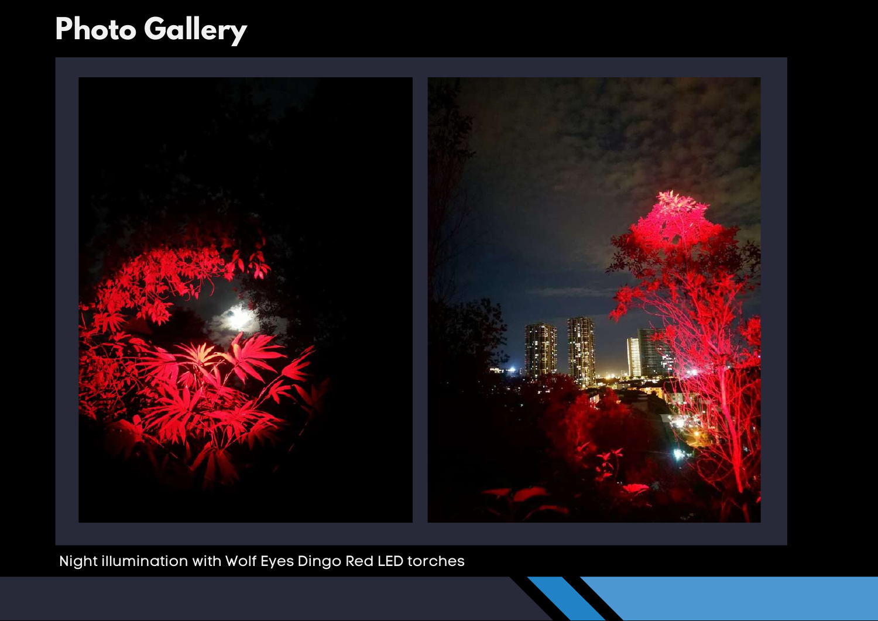# Photo Gallery

Night illumination with Wolf Eyes Dingo Red LED torches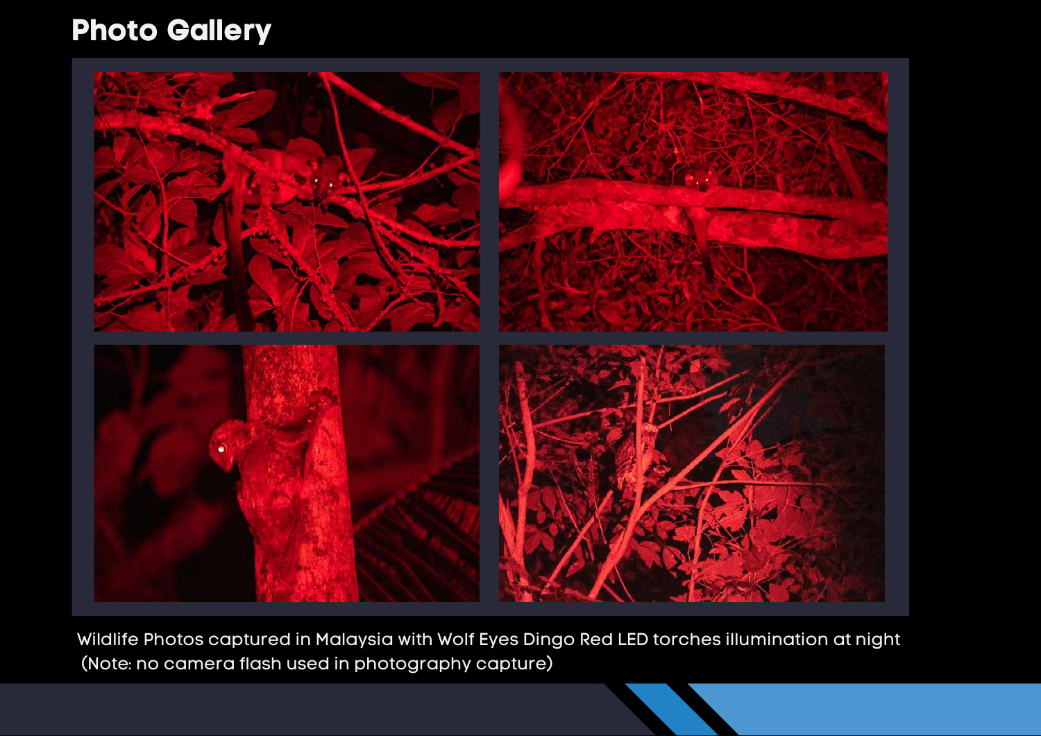## Photo Gallery

Wildlife Photos captured in Malaysia with Wolf Eyes Dingo Red LED torches illumination at night (Note: no camera flash used in photography capture)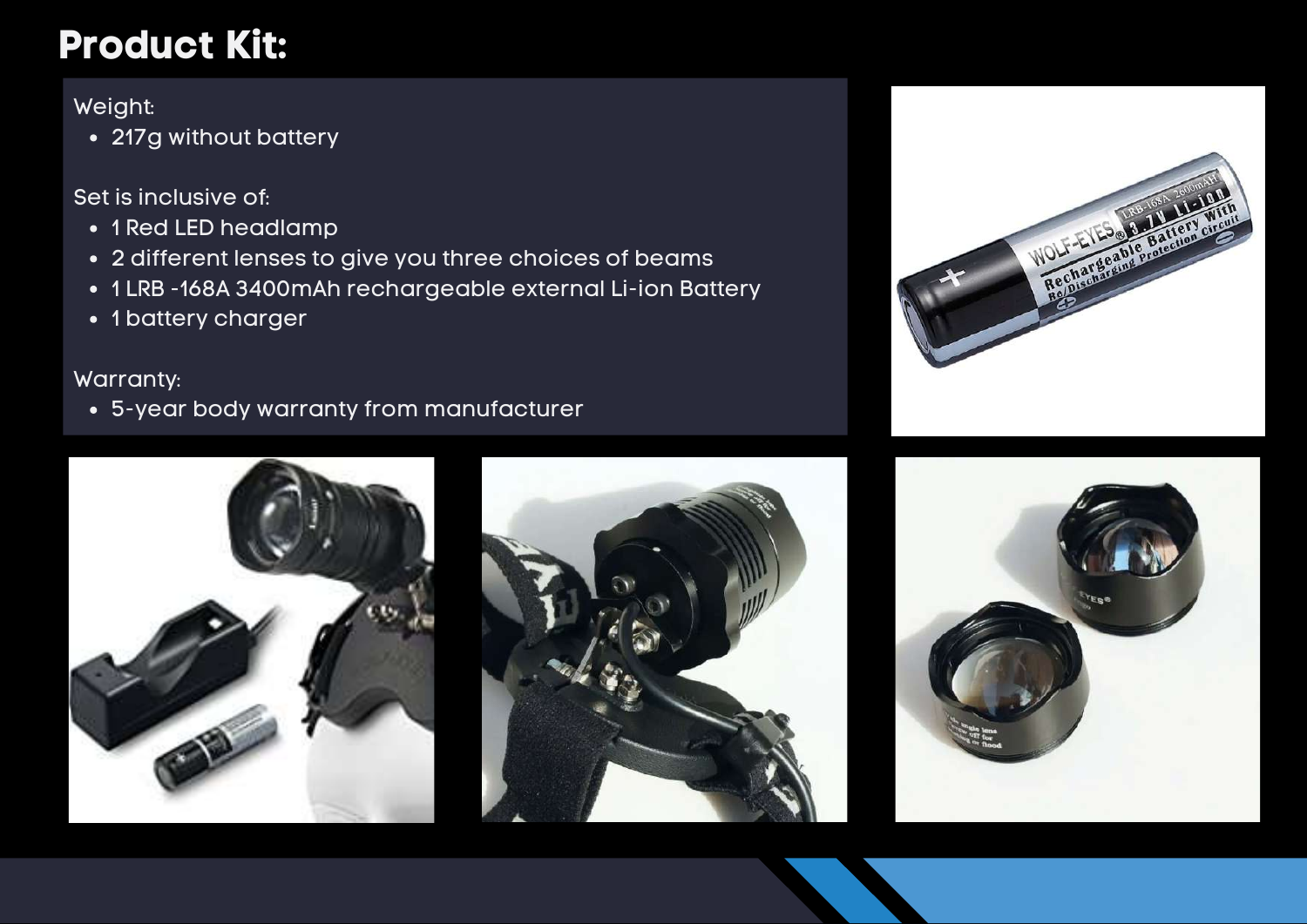# Product Kit:

Weight:

- 217g without battery

Set is inclusive of:

- 1 Red LED headlamp
- 2 different lenses to give you three choices of beams
- 1 LRB -168A 3400mAh rechargeable external Li-ion Battery
- 1 battery charger

Warranty:

- 5-year body warranty from manufacturer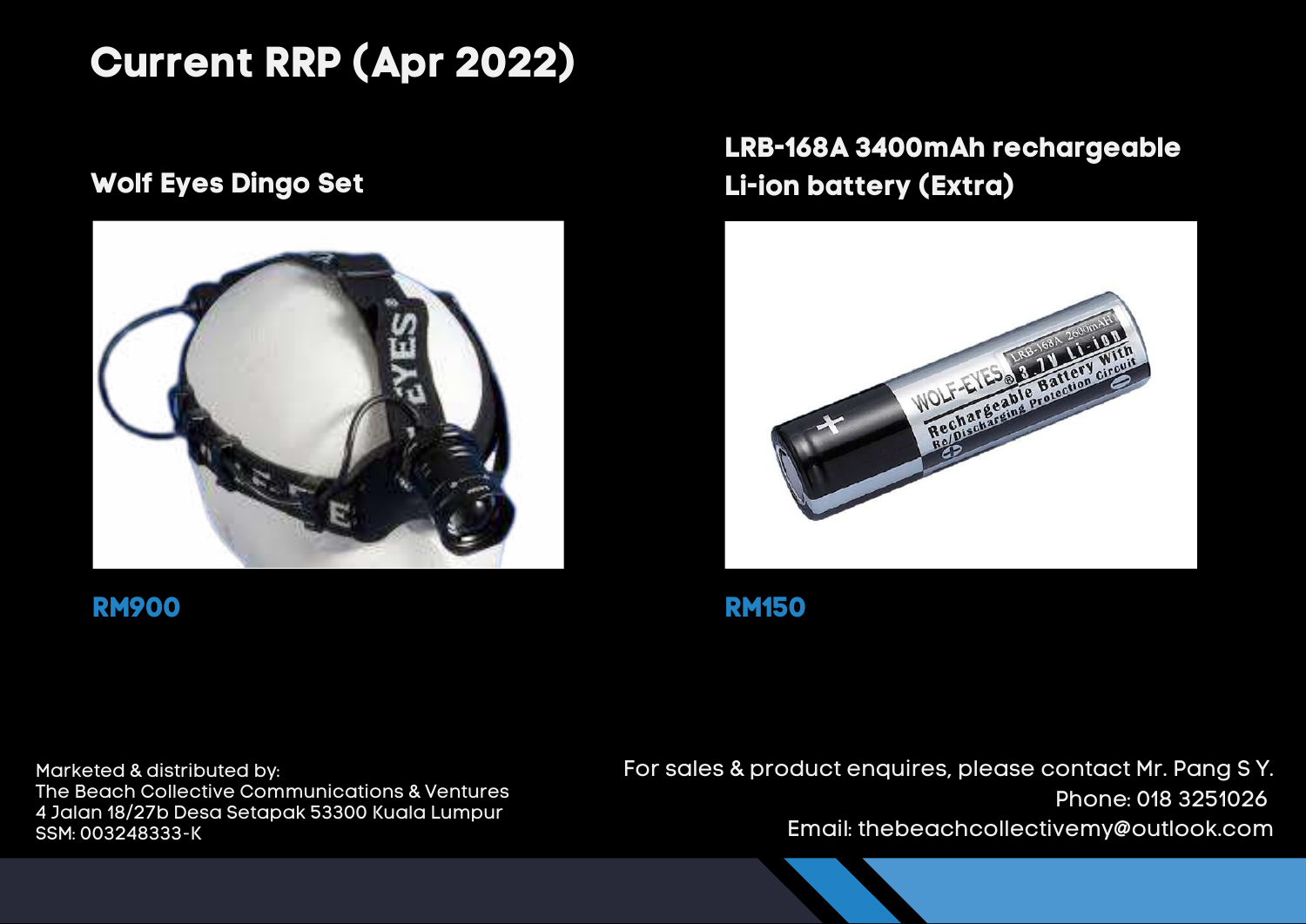# Current RRP (Apr 2022)

## Wolf Eyes Dingo Set

**RM900**

## LRB-168A 3400mAh rechargeable Li-ion battery (Extra)

**RM150**

Marketed & distributed by:
The Beach Collective Communications & Ventures
4 Jalan 18/27b Desa Setapak 53300 Kuala Lumpur
SSM: 003248333-K

For sales & product enquires, please contact Mr. Pang S Y.
Phone: 018 3251026
Email: thebeachcollectivemy@outlook.com